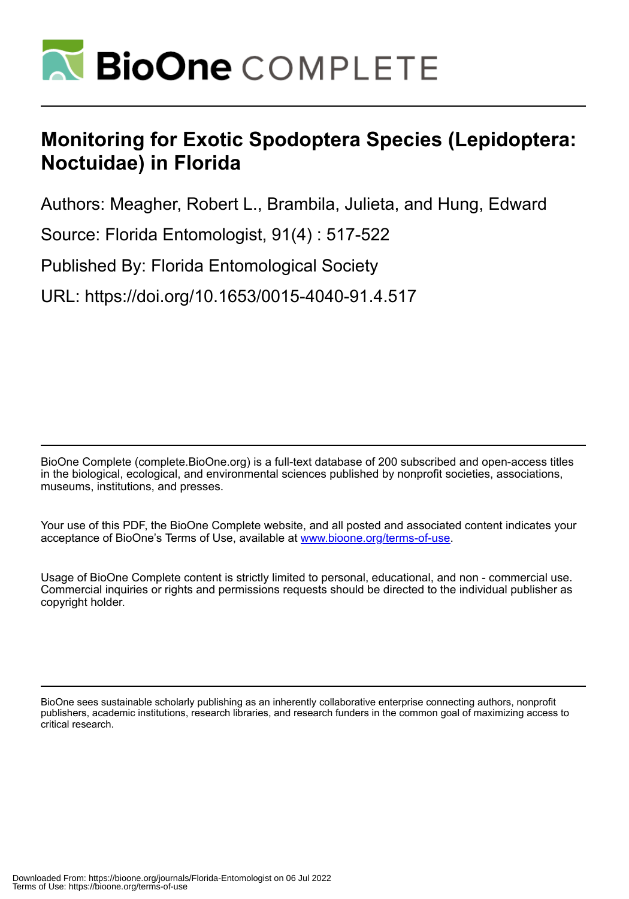# Monitoring for Exotic Spodoptera Species (Lepidoptera: Noctuidae) in Florida

Authors: Meagher, Robert L., Brambila, Julieta, and Hung, Edward

Source: Florida Entomologist, 91(4) : 517-522

Published By: Florida Entomological Society

URL: https://doi.org/10.1653/0015-4040-91.4.517

BioOne Complete (complete.BioOne.org) is a full-text database of 200 subscribed and open-access titles in the biological, ecological, and environmental sciences published by nonprofit societies, associations, museums, institutions, and presses.

Your use of this PDF, the BioOne Complete website, and all posted and associated content indicates your acceptance of BioOne's Terms of Use, available at www.bioone.org/terms-of-use.

Usage of BioOne Complete content is strictly limited to personal, educational, and non - commercial use. Commercial inquiries or rights and permissions requests should be directed to the individual publisher as copyright holder.

BioOne sees sustainable scholarly publishing as an inherently collaborative enterprise connecting authors, nonprofit publishers, academic institutions, research libraries, and research funders in the common goal of maximizing access to critical research.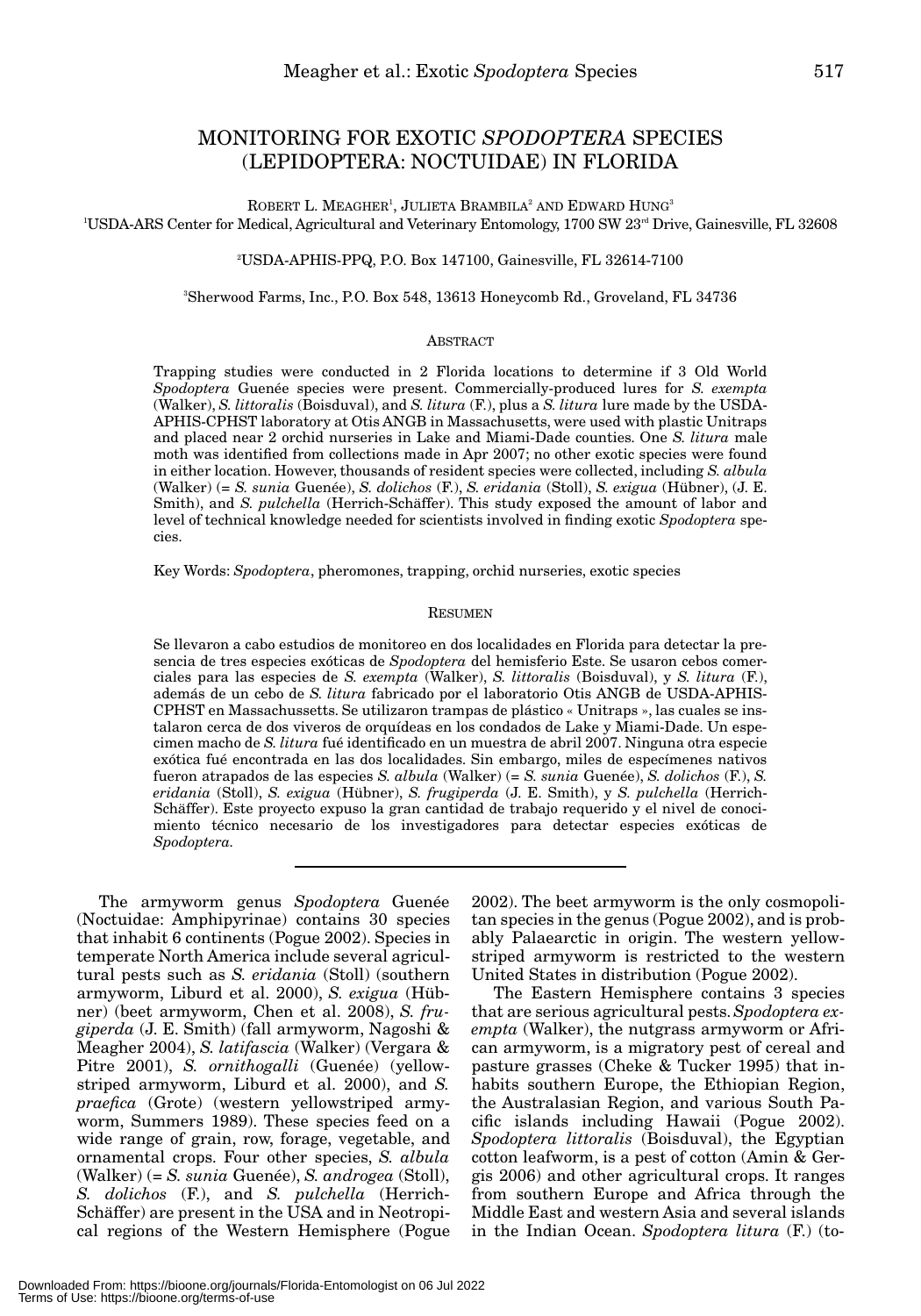# MONITORING FOR EXOTIC *SPODOPTERA* SPECIES (LEPIDOPTERA: NOCTUIDAE) IN FLORIDA

ROBERT L. MEAGHER[1], JULIETA BRAMBILA[2] AND EDWARD HUNG[3]

[1]USDA-ARS Center for Medical, Agricultural and Veterinary Entomology, 1700 SW 23rd Drive, Gainesville, FL 32608

[2]USDA-APHIS-PPQ, P.O. Box 147100, Gainesville, FL 32614-7100

[3]Sherwood Farms, Inc., P.O. Box 548, 13613 Honeycomb Rd., Groveland, FL 34736

## ABSTRACT

Trapping studies were conducted in 2 Florida locations to determine if 3 Old World *Spodoptera* Guenée species were present. Commercially-produced lures for *S. exempta* (Walker), *S. littoralis* (Boisduval), and *S. litura* (F.), plus a *S. litura* lure made by the USDA-APHIS-CPHST laboratory at Otis ANGB in Massachusetts, were used with plastic Unitraps and placed near 2 orchid nurseries in Lake and Miami-Dade counties. One *S. litura* male moth was identified from collections made in Apr 2007; no other exotic species were found in either location. However, thousands of resident species were collected, including *S. albula* (Walker) (= *S. sunia* Guenée), *S. dolichos* (F.), *S. eridania* (Stoll), *S. exigua* (Hübner), (J. E. Smith), and *S. pulchella* (Herrich-Schäffer). This study exposed the amount of labor and level of technical knowledge needed for scientists involved in finding exotic *Spodoptera* species.

Key Words: *Spodoptera*, pheromones, trapping, orchid nurseries, exotic species

## RESUMEN

Se llevaron a cabo estudios de monitoreo en dos localidades en Florida para detectar la presencia de tres especies exóticas de *Spodoptera* del hemisferio Este. Se usaron cebos comerciales para las especies de *S. exempta* (Walker), *S. littoralis* (Boisduval), y *S. litura* (F.), además de un cebo de *S. litura* fabricado por el laboratorio Otis ANGB de USDA-APHIS-CPHST en Massachussetts. Se utilizaron trampas de plástico « Unitraps », las cuales se instalaron cerca de dos viveros de orquídeas en los condados de Lake y Miami-Dade. Un espécimen macho de *S. litura* fué identificado en un muestra de abril 2007. Ninguna otra especie exótica fué encontrada en las dos localidades. Sin embargo, miles de especímenes nativos fueron atrapados de las especies *S. albula* (Walker) (= *S. sunia* Guenée), *S. dolichos* (F.), *S. eridania* (Stoll), *S. exigua* (Hübner), *S. frugiperda* (J. E. Smith), y *S. pulchella* (Herrich-Schäffer). Este proyecto expuso la gran cantidad de trabajo requerido y el nivel de conocimiento técnico necesario de los investigadores para detectar especies exóticas de *Spodoptera*.

---

The armyworm genus *Spodoptera* Guenée (Noctuidae: Amphipyrinae) contains 30 species that inhabit 6 continents (Pogue 2002). Species in temperate North America include several agricultural pests such as *S. eridania* (Stoll) (southern armyworm, Liburd et al. 2000), *S. exigua* (Hübner) (beet armyworm, Chen et al. 2008), *S. frugiperda* (J. E. Smith) (fall armyworm, Nagoshi & Meagher 2004), *S. latifascia* (Walker) (Vergara & Pitre 2001), *S. ornithogalli* (Guenée) (yellowstriped armyworm, Liburd et al. 2000), and *S. praefica* (Grote) (western yellowstriped armyworm, Summers 1989). These species feed on a wide range of grain, row, forage, vegetable, and ornamental crops. Four other species, *S. albula* (Walker) (= *S. sunia* Guenée), *S. androgea* (Stoll), *S. dolichos* (F.), and *S. pulchella* (Herrich-Schäffer) are present in the USA and in Neotropical regions of the Western Hemisphere (Pogue 2002). The beet armyworm is the only cosmopolitan species in the genus (Pogue 2002), and is probably Palaearctic in origin. The western yellowstriped armyworm is restricted to the western United States in distribution (Pogue 2002).

The Eastern Hemisphere contains 3 species that are serious agricultural pests. *Spodoptera exempta* (Walker), the nutgrass armyworm or African armyworm, is a migratory pest of cereal and pasture grasses (Cheke & Tucker 1995) that inhabits southern Europe, the Ethiopian Region, the Australasian Region, and various South Pacific islands including Hawaii (Pogue 2002). *Spodoptera littoralis* (Boisduval), the Egyptian cotton leafworm, is a pest of cotton (Amin & Gergis 2006) and other agricultural crops. It ranges from southern Europe and Africa through the Middle East and western Asia and several islands in the Indian Ocean. *Spodoptera litura* (F.) (to-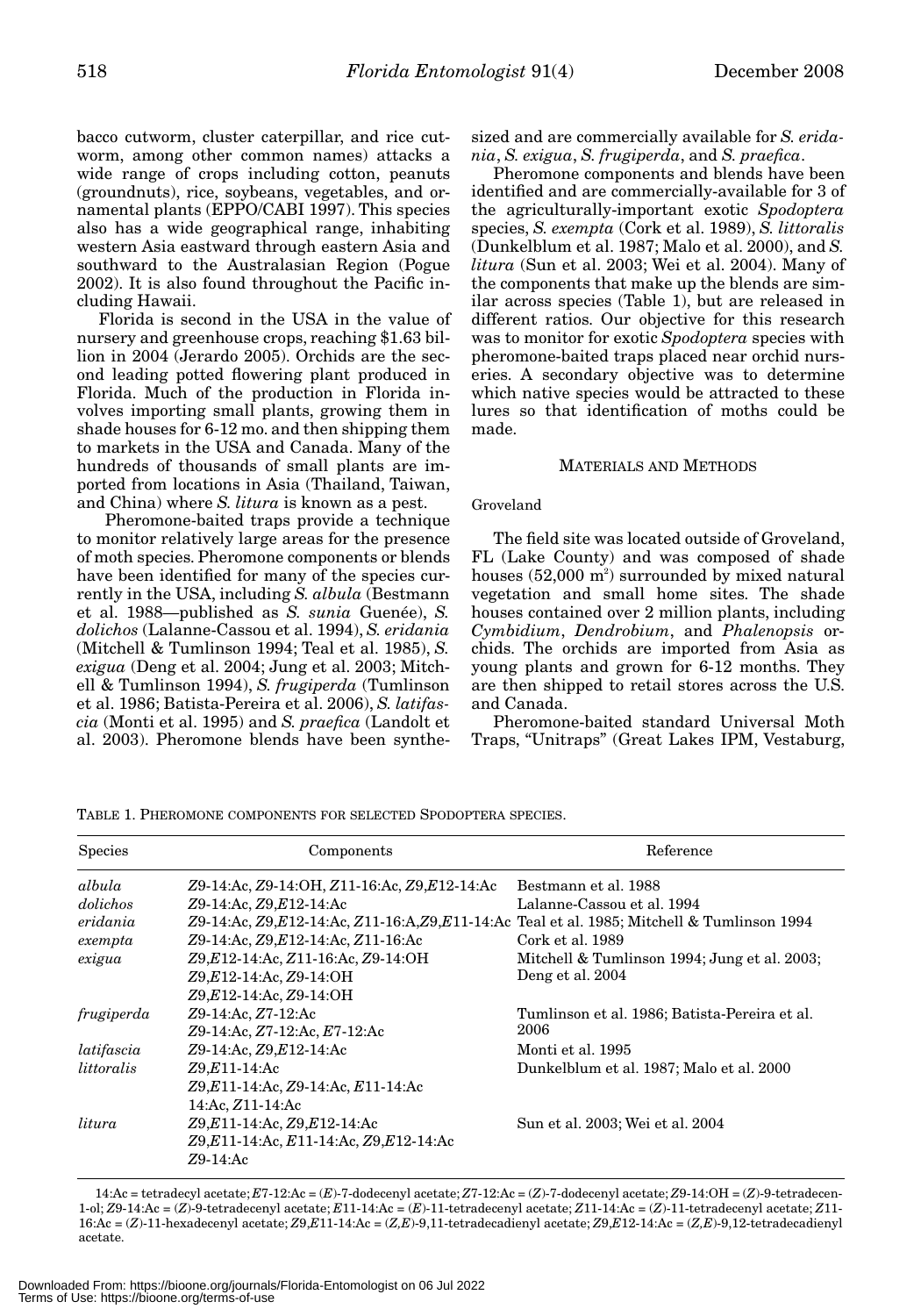bacco cutworm, cluster caterpillar, and rice cutworm, among other common names) attacks a wide range of crops including cotton, peanuts (groundnuts), rice, soybeans, vegetables, and ornamental plants (EPPO/CABI 1997). This species also has a wide geographical range, inhabiting western Asia eastward through eastern Asia and southward to the Australasian Region (Pogue 2002). It is also found throughout the Pacific including Hawaii.

Florida is second in the USA in the value of nursery and greenhouse crops, reaching $1.63 billion in 2004 (Jerardo 2005). Orchids are the second leading potted flowering plant produced in Florida. Much of the production in Florida involves importing small plants, growing them in shade houses for 6-12 mo. and then shipping them to markets in the USA and Canada. Many of the hundreds of thousands of small plants are imported from locations in Asia (Thailand, Taiwan, and China) where *S. litura* is known as a pest.

Pheromone-baited traps provide a technique to monitor relatively large areas for the presence of moth species. Pheromone components or blends have been identified for many of the species currently in the USA, including *S. albula* (Bestmann et al. 1988—published as *S. sunia* Guenée), *S. dolichos* (Lalanne-Cassou et al. 1994), *S. eridania* (Mitchell & Tumlinson 1994; Teal et al. 1985), *S. exigua* (Deng et al. 2004; Jung et al. 2003; Mitchell & Tumlinson 1994), *S. frugiperda* (Tumlinson et al. 1986; Batista-Pereira et al. 2006), *S. latifascia* (Monti et al. 1995) and *S. praefica* (Landolt et al. 2003). Pheromone blends have been synthesized and are commercially available for *S. eridania*, *S. exigua*, *S. frugiperda*, and *S. praefica*.

Pheromone components and blends have been identified and are commercially-available for 3 of the agriculturally-important exotic *Spodoptera* species, *S. exempta* (Cork et al. 1989), *S. littoralis* (Dunkelblum et al. 1987; Malo et al. 2000), and *S. litura* (Sun et al. 2003; Wei et al. 2004). Many of the components that make up the blends are similar across species (Table 1), but are released in different ratios. Our objective for this research was to monitor for exotic *Spodoptera* species with pheromone-baited traps placed near orchid nurseries. A secondary objective was to determine which native species would be attracted to these lures so that identification of moths could be made.

## MATERIALS AND METHODS

### Groveland

The field site was located outside of Groveland, FL (Lake County) and was composed of shade houses (52,000 $m^2$) surrounded by mixed natural vegetation and small home sites. The shade houses contained over 2 million plants, including *Cymbidium*, *Dendrobium*, and *Phalenopsis* orchids. The orchids are imported from Asia as young plants and grown for 6-12 months. They are then shipped to retail stores across the U.S. and Canada.

Pheromone-baited standard Universal Moth Traps, "Unitraps" (Great Lakes IPM, Vestaburg,

TABLE 1. PHEROMONE COMPONENTS FOR SELECTED SPODOPTERA SPECIES.

| Species | Components | Reference |
|---|---|---|
| *albula* | *Z*9-14:Ac, *Z*9-14:OH, *Z*11-16:Ac, *Z*9,*E*12-14:Ac | Bestmann et al. 1988 |
| *dolichos* | *Z*9-14:Ac, *Z*9,*E*12-14:Ac | Lalanne-Cassou et al. 1994 |
| *eridania* | *Z*9-14:Ac, *Z*9,*E*12-14:Ac, *Z*11-16:A,*Z*9,*E*11-14:Ac | Teal et al. 1985; Mitchell & Tumlinson 1994 |
| *exempta* | *Z*9-14:Ac, *Z*9,*E*12-14:Ac, *Z*11-16:Ac | Cork et al. 1989 |
| *exigua* | *Z*9,*E*12-14:Ac, *Z*11-16:Ac, *Z*9-14:OH<br>*Z*9,*E*12-14:Ac, *Z*9-14:OH<br>*Z*9,*E*12-14:Ac, *Z*9-14:OH | Mitchell & Tumlinson 1994; Jung et al. 2003; Deng et al. 2004 |
| *frugiperda* | *Z*9-14:Ac, *Z*7-12:Ac<br>*Z*9-14:Ac, *Z*7-12:Ac, *E*7-12:Ac | Tumlinson et al. 1986; Batista-Pereira et al. 2006 |
| *latifascia* | *Z*9-14:Ac, *Z*9,*E*12-14:Ac | Monti et al. 1995 |
| *littoralis* | *Z*9,*E*11-14:Ac<br>*Z*9,*E*11-14:Ac, *Z*9-14:Ac, *E*11-14:Ac<br>14:Ac, *Z*11-14:Ac | Dunkelblum et al. 1987; Malo et al. 2000 |
| *litura* | *Z*9,*E*11-14:Ac, *Z*9,*E*12-14:Ac<br>*Z*9,*E*11-14:Ac, *E*11-14:Ac, *Z*9,*E*12-14:Ac<br>*Z*9-14:Ac | Sun et al. 2003; Wei et al. 2004 |

14:Ac = tetradecyl acetate; *E*7-12:Ac = (*E*)-7-dodecenyl acetate; *Z*7-12:Ac = (*Z*)-7-dodecenyl acetate; *Z*9-14:OH = (*Z*)-9-tetradecen-1-ol; *Z*9-14:Ac = (*Z*)-9-tetradecenyl acetate; *E*11-14:Ac = (*E*)-11-tetradecenyl acetate; *Z*11-14:Ac = (*Z*)-11-tetradecenyl acetate; *Z*11-16:Ac = (*Z*)-11-hexadecenyl acetate; *Z*9,*E*11-14:Ac = (*Z,E*)-9,11-tetradecadienyl acetate; *Z*9,*E*12-14:Ac = (*Z,E*)-9,12-tetradecadienyl acetate.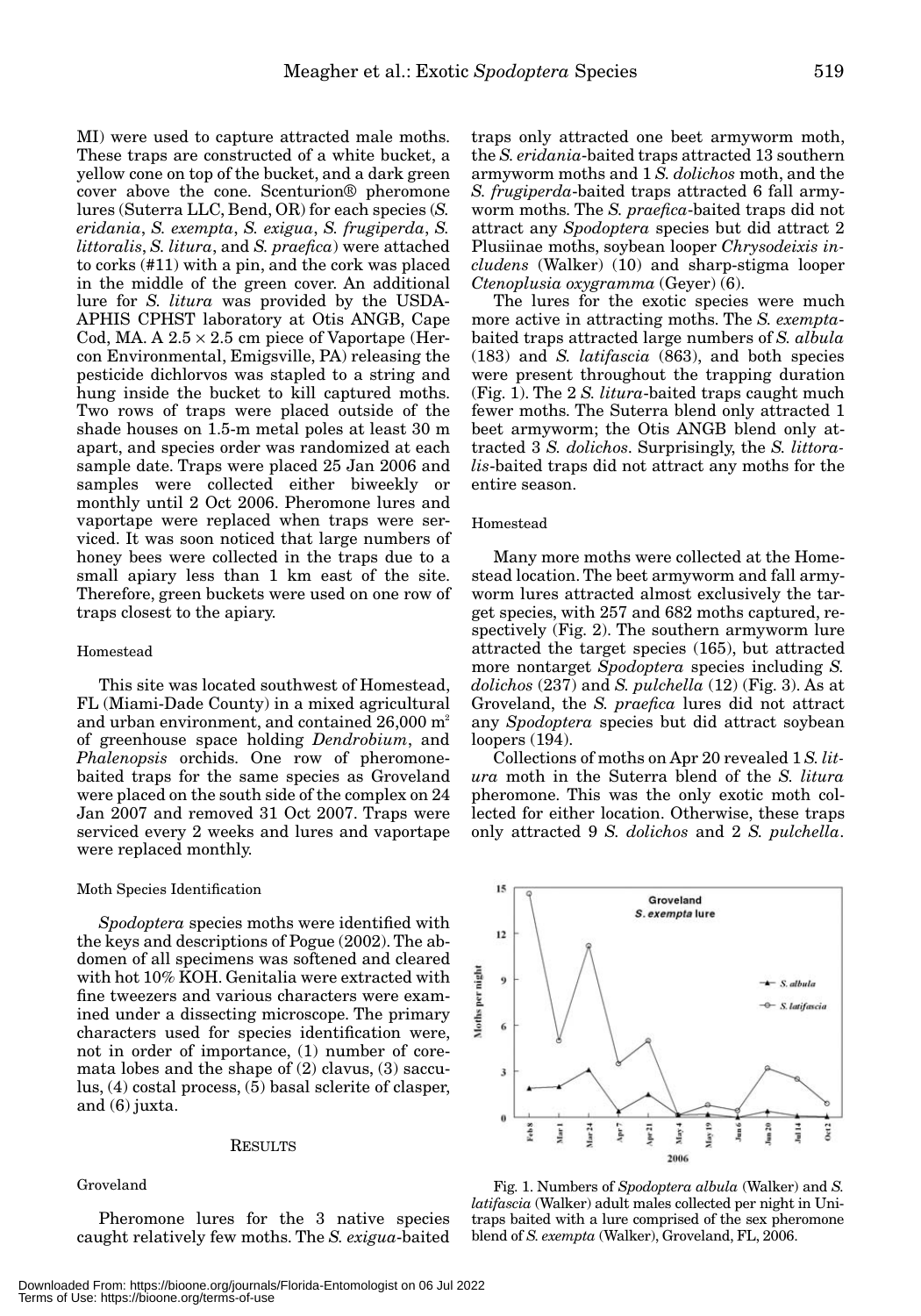MI) were used to capture attracted male moths. These traps are constructed of a white bucket, a yellow cone on top of the bucket, and a dark green cover above the cone. Scenturion® pheromone lures (Suterra LLC, Bend, OR) for each species (*S. eridania*, *S. exempta*, *S. exigua*, *S. frugiperda*, *S. littoralis*, *S. litura*, and *S. praefica*) were attached to corks (#11) with a pin, and the cork was placed in the middle of the green cover. An additional lure for *S. litura* was provided by the USDA-APHIS CPHST laboratory at Otis ANGB, Cape Cod, MA. A 2.5 × 2.5 cm piece of Vaportape (Hercon Environmental, Emigsville, PA) releasing the pesticide dichlorvos was stapled to a string and hung inside the bucket to kill captured moths. Two rows of traps were placed outside of the shade houses on 1.5-m metal poles at least 30 m apart, and species order was randomized at each sample date. Traps were placed 25 Jan 2006 and samples were collected either biweekly or monthly until 2 Oct 2006. Pheromone lures and vaportape were replaced when traps were serviced. It was soon noticed that large numbers of honey bees were collected in the traps due to a small apiary less than 1 km east of the site. Therefore, green buckets were used on one row of traps closest to the apiary.

### Homestead

This site was located southwest of Homestead, FL (Miami-Dade County) in a mixed agricultural and urban environment, and contained 26,000 $m^2$ of greenhouse space holding *Dendrobium*, and *Phalenopsis* orchids. One row of pheromone-baited traps for the same species as Groveland were placed on the south side of the complex on 24 Jan 2007 and removed 31 Oct 2007. Traps were serviced every 2 weeks and lures and vaportape were replaced monthly.

### Moth Species Identification

*Spodoptera* species moths were identified with the keys and descriptions of Pogue (2002). The abdomen of all specimens was softened and cleared with hot 10% KOH. Genitalia were extracted with fine tweezers and various characters were examined under a dissecting microscope. The primary characters used for species identification were, not in order of importance, (1) number of corémata lobes and the shape of (2) clavus, (3) sacculus, (4) costal process, (5) basal sclerite of clasper, and (6) juxta.

## Results

### Groveland

Pheromone lures for the 3 native species caught relatively few moths. The *S. exigua*-baited traps only attracted one beet armyworm moth, the *S. eridania*-baited traps attracted 13 southern armyworm moths and 1 *S. dolichos* moth, and the *S. frugiperda*-baited traps attracted 6 fall armyworm moths. The *S. praefica*-baited traps did not attract any *Spodoptera* species but did attract 2 Plusiinae moths, soybean looper *Chrysodeixis includens* (Walker) (10) and sharp-stigma looper *Ctenoplusia oxygramma* (Geyer) (6).

The lures for the exotic species were much more active in attracting moths. The *S. exempta*-baited traps attracted large numbers of *S. albula* (183) and *S. latifascia* (863), and both species were present throughout the trapping duration (Fig. 1). The 2 *S. litura*-baited traps caught much fewer moths. The Suterra blend only attracted 1 beet armyworm; the Otis ANGB blend only attracted 3 *S. dolichos*. Surprisingly, the *S. littoralis*-baited traps did not attract any moths for the entire season.

### Homestead

Many more moths were collected at the Homestead location. The beet armyworm and fall armyworm lures attracted almost exclusively the target species, with 257 and 682 moths captured, respectively (Fig. 2). The southern armyworm lure attracted the target species (165), but attracted more nontarget *Spodoptera* species including *S. dolichos* (237) and *S. pulchella* (12) (Fig. 3). As at Groveland, the *S. praefica* lures did not attract any *Spodoptera* species but did attract soybean loopers (194).

Collections of moths on Apr 20 revealed 1 *S. litura* moth in the Suterra blend of the *S. litura* pheromone. This was the only exotic moth collected for either location. Otherwise, these traps only attracted 9 *S. dolichos* and 2 *S. pulchella*.

Fig. 1. Numbers of *Spodoptera albula* (Walker) and *S. latifascia* (Walker) adult males collected per night in Unitraps baited with a lure comprised of the sex pheromone blend of *S. exempta* (Walker), Groveland, FL, 2006.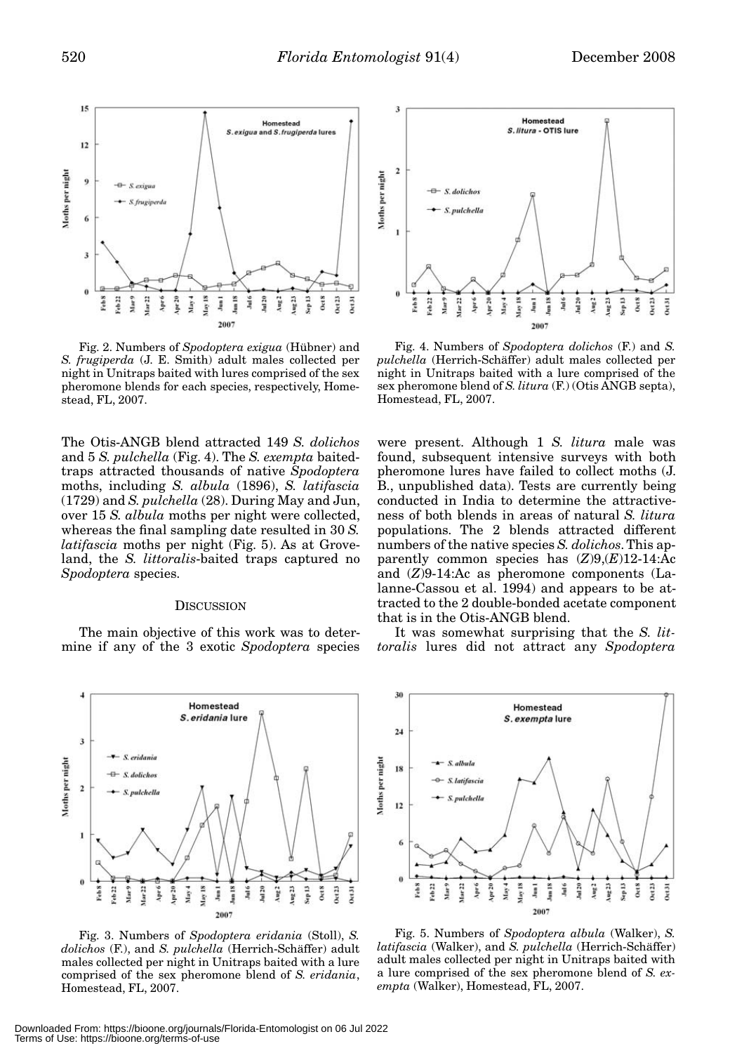Fig. 2. Numbers of *Spodoptera exigua* (Hübner) and *S. frugiperda* (J. E. Smith) adult males collected per night in Unitraps baited with lures comprised of the sex pheromone blends for each species, respectively, Homestead, FL, 2007.

Fig. 4. Numbers of *Spodoptera dolichos* (F.) and *S. pulchella* (Herrich-Schäffer) adult males collected per night in Unitraps baited with a lure comprised of the sex pheromone blend of *S. litura* (F.) (Otis ANGB septa), Homestead, FL, 2007.

The Otis-ANGB blend attracted 149 *S. dolichos* and 5 *S. pulchella* (Fig. 4). The *S. exempta* baited-traps attracted thousands of native *Spodoptera* moths, including *S. albula* (1896), *S. latifascia* (1729) and *S. pulchella* (28). During May and Jun, over 15 *S. albula* moths per night were collected, whereas the final sampling date resulted in 30 *S. latifascia* moths per night (Fig. 5). As at Groveland, the *S. littoralis*-baited traps captured no *Spodoptera* species.

## Discussion

The main objective of this work was to determine if any of the 3 exotic *Spodoptera* species were present. Although 1 *S. litura* male was found, subsequent intensive surveys with both pheromone lures have failed to collect moths (J. B., unpublished data). Tests are currently being conducted in India to determine the attractiveness of both blends in areas of natural *S. litura* populations. The 2 blends attracted different numbers of the native species *S. dolichos*. This apparently common species has (*Z*)9,(*E*)12-14:Ac and (*Z*)9-14:Ac as pheromone components (Lalanne-Cassou et al. 1994) and appears to be attracted to the 2 double-bonded acetate component that is in the Otis-ANGB blend.

It was somewhat surprising that the *S. littoralis* lures did not attract any *Spodoptera*

Fig. 3. Numbers of *Spodoptera eridania* (Stoll), *S. dolichos* (F.), and *S. pulchella* (Herrich-Schäffer) adult males collected per night in Unitraps baited with a lure comprised of the sex pheromone blend of *S. eridania*, Homestead, FL, 2007.

Fig. 5. Numbers of *Spodoptera albula* (Walker), *S. latifascia* (Walker), and *S. pulchella* (Herrich-Schäffer) adult males collected per night in Unitraps baited with a lure comprised of the sex pheromone blend of *S. exempta* (Walker), Homestead, FL, 2007.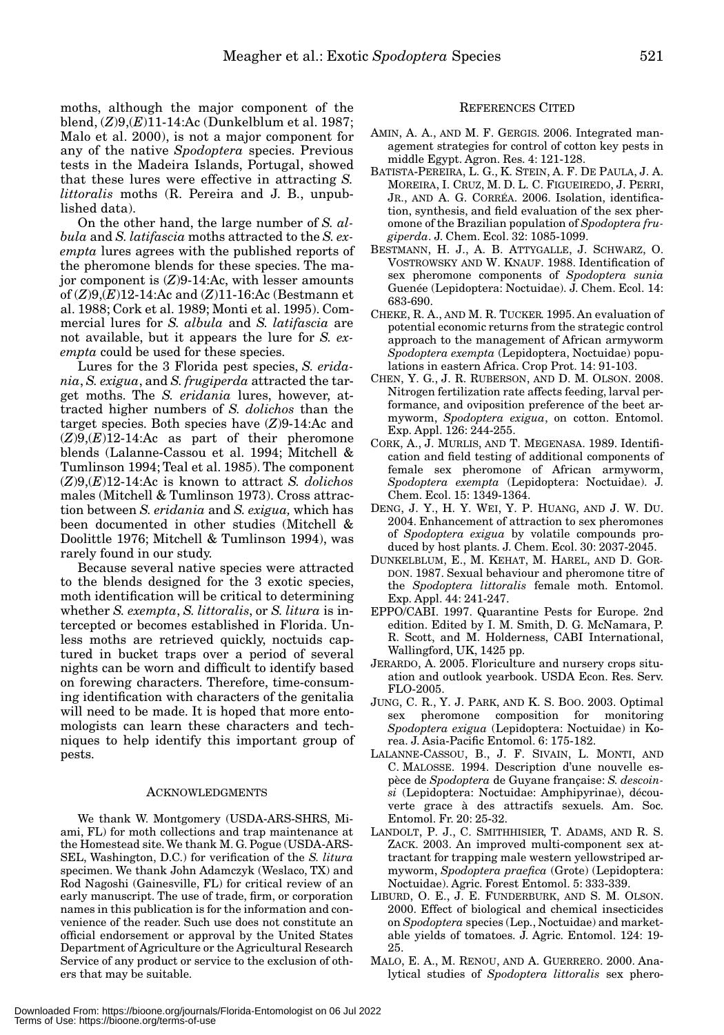moths, although the major component of the blend, (*Z*)9,(*E*)11-14:Ac (Dunkelblum et al. 1987; Malo et al. 2000), is not a major component for any of the native *Spodoptera* species. Previous tests in the Madeira Islands, Portugal, showed that these lures were effective in attracting *S. littoralis* moths (R. Pereira and J. B., unpublished data).

On the other hand, the large number of *S. albula* and *S. latifascia* moths attracted to the *S. exempta* lures agrees with the published reports of the pheromone blends for these species. The major component is (*Z*)9-14:Ac, with lesser amounts of (*Z*)9,(*E*)12-14:Ac and (*Z*)11-16:Ac (Bestmann et al. 1988; Cork et al. 1989; Monti et al. 1995). Commercial lures for *S. albula* and *S. latifascia* are not available, but it appears the lure for *S. exempta* could be used for these species.

Lures for the 3 Florida pest species, *S. eridania*, *S. exigua*, and *S. frugiperda* attracted the target moths. The *S. eridania* lures, however, attracted higher numbers of *S. dolichos* than the target species. Both species have (*Z*)9-14:Ac and (*Z*)9,(*E*)12-14:Ac as part of their pheromone blends (Lalanne-Cassou et al. 1994; Mitchell & Tumlinson 1994; Teal et al. 1985). The component (*Z*)9,(*E*)12-14:Ac is known to attract *S. dolichos* males (Mitchell & Tumlinson 1973). Cross attraction between *S. eridania* and *S. exigua*, which has been documented in other studies (Mitchell & Doolittle 1976; Mitchell & Tumlinson 1994), was rarely found in our study.

Because several native species were attracted to the blends designed for the 3 exotic species, moth identification will be critical to determining whether *S. exempta*, *S. littoralis*, or *S. litura* is intercepted or becomes established in Florida. Unless moths are retrieved quickly, noctuids captured in bucket traps over a period of several nights can be worn and difficult to identify based on forewing characters. Therefore, time-consuming identification with characters of the genitalia will need to be made. It is hoped that more entomologists can learn these characters and techniques to help identify this important group of pests.

## Acknowledgments

We thank W. Montgomery (USDA-ARS-SHRS, Miami, FL) for moth collections and trap maintenance at the Homestead site. We thank M. G. Pogue (USDA-ARS-SEL, Washington, D.C.) for verification of the *S. litura* specimen. We thank John Adamczyk (Weslaco, TX) and Rod Nagoshi (Gainesville, FL) for critical review of an early manuscript. The use of trade, firm, or corporation names in this publication is for the information and convenience of the reader. Such use does not constitute an official endorsement or approval by the United States Department of Agriculture or the Agricultural Research Service of any product or service to the exclusion of others that may be suitable.

## References Cited

Amin, A. A., and M. F. Gergis. 2006. Integrated management strategies for control of cotton key pests in middle Egypt. Agron. Res. 4: 121-128.

Batista-Pereira, L. G., K. Stein, A. F. De Paula, J. A. Moreira, I. Cruz, M. D. L. C. Figueiredo, J. Perri, Jr., and A. G. Corrêa. 2006. Isolation, identification, synthesis, and field evaluation of the sex pheromone of the Brazilian population of *Spodoptera frugiperda*. J. Chem. Ecol. 32: 1085-1099.

Bestmann, H. J., A. B. Attygalle, J. Schwarz, O. Vostrowsky and W. Knauf. 1988. Identification of sex pheromone components of *Spodoptera sunia* Guenée (Lepidoptera: Noctuidae). J. Chem. Ecol. 14: 683-690.

Cheke, R. A., and M. R. Tucker. 1995. An evaluation of potential economic returns from the strategic control approach to the management of African armyworm *Spodoptera exempta* (Lepidoptera, Noctuidae) populations in eastern Africa. Crop Prot. 14: 91-103.

Chen, Y. G., J. R. Ruberson, and D. M. Olson. 2008. Nitrogen fertilization rate affects feeding, larval performance, and oviposition preference of the beet armyworm, *Spodoptera exigua*, on cotton. Entomol. Exp. Appl. 126: 244-255.

Cork, A., J. Murlis, and T. Megenasa. 1989. Identification and field testing of additional components of female sex pheromone of African armyworm, *Spodoptera exempta* (Lepidoptera: Noctuidae). J. Chem. Ecol. 15: 1349-1364.

Deng, J. Y., H. Y. Wei, Y. P. Huang, and J. W. Du. 2004. Enhancement of attraction to sex pheromones of *Spodoptera exigua* by volatile compounds produced by host plants. J. Chem. Ecol. 30: 2037-2045.

Dunkelblum, E., M. Kehat, M. Harel, and D. Gordon. 1987. Sexual behaviour and pheromone titre of the *Spodoptera littoralis* female moth. Entomol. Exp. Appl. 44: 241-247.

EPPO/CABI. 1997. Quarantine Pests for Europe. 2nd edition. Edited by I. M. Smith, D. G. McNamara, P. R. Scott, and M. Holderness, CABI International, Wallingford, UK, 1425 pp.

Jerardo, A. 2005. Floriculture and nursery crops situation and outlook yearbook. USDA Econ. Res. Serv. FLO-2005.

Jung, C. R., Y. J. Park, and K. S. Boo. 2003. Optimal sex pheromone composition for monitoring *Spodoptera exigua* (Lepidoptera: Noctuidae) in Korea. J. Asia-Pacific Entomol. 6: 175-182.

Lalanne-Cassou, B., J. F. Sivain, L. Monti, and C. Malosse. 1994. Description d'une nouvelle espèce de *Spodoptera* de Guyane française: *S. descoinsi* (Lepidoptera: Noctuidae: Amphipyrinae), découverte grace à des attractifs sexuels. Am. Soc. Entomol. Fr. 20: 25-32.

Landolt, P. J., C. Smithhisler, T. Adams, and R. S. Zack. 2003. An improved multi-component sex attractant for trapping male western yellowstriped armyworm, *Spodoptera praefica* (Grote) (Lepidoptera: Noctuidae). Agric. Forest Entomol. 5: 333-339.

Liburd, O. E., J. E. Funderburk, and S. M. Olson. 2000. Effect of biological and chemical insecticides on *Spodoptera* species (Lep., Noctuidae) and marketable yields of tomatoes. J. Agric. Entomol. 124: 19-25.

Malo, E. A., M. Renou, and A. Guerrero. 2000. Analytical studies of *Spodoptera littoralis* sex phero-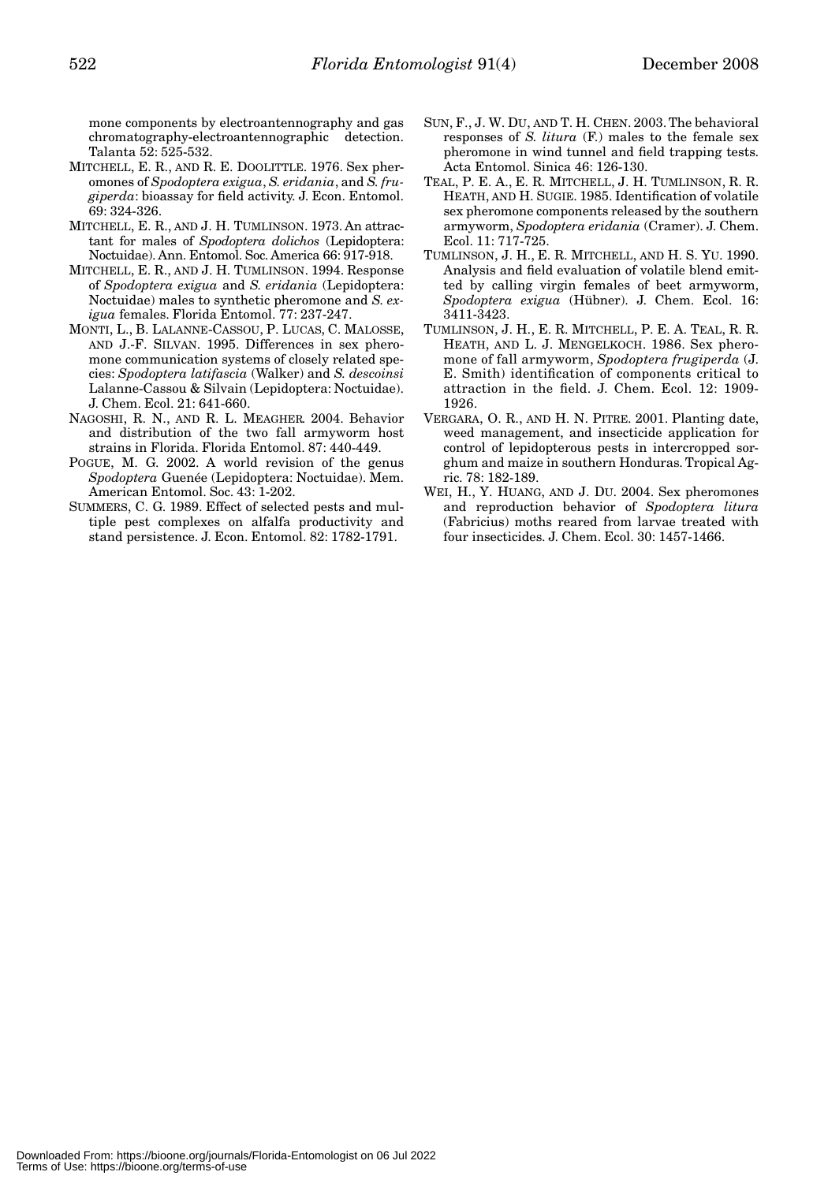mone components by electroantennography and gas chromatography-electroantennographic detection. Talanta 52: 525-532.

MITCHELL, E. R., AND R. E. DOOLITTLE. 1976. Sex pheromones of *Spodoptera exigua*, *S. eridania*, and *S. frugiperda*: bioassay for field activity. J. Econ. Entomol. 69: 324-326.

MITCHELL, E. R., AND J. H. TUMLINSON. 1973. An attractant for males of *Spodoptera dolichos* (Lepidoptera: Noctuidae). Ann. Entomol. Soc. America 66: 917-918.

MITCHELL, E. R., AND J. H. TUMLINSON. 1994. Response of *Spodoptera exigua* and *S. eridania* (Lepidoptera: Noctuidae) males to synthetic pheromone and *S. exigua* females. Florida Entomol. 77: 237-247.

MONTI, L., B. LALANNE-CASSOU, P. LUCAS, C. MALOSSE, AND J.-F. SILVAN. 1995. Differences in sex pheromone communication systems of closely related species: *Spodoptera latifascia* (Walker) and *S. descoinsi* Lalanne-Cassou & Silvain (Lepidoptera: Noctuidae). J. Chem. Ecol. 21: 641-660.

NAGOSHI, R. N., AND R. L. MEAGHER. 2004. Behavior and distribution of the two fall armyworm host strains in Florida. Florida Entomol. 87: 440-449.

POGUE, M. G. 2002. A world revision of the genus *Spodoptera* Guenée (Lepidoptera: Noctuidae). Mem. American Entomol. Soc. 43: 1-202.

SUMMERS, C. G. 1989. Effect of selected pests and multiple pest complexes on alfalfa productivity and stand persistence. J. Econ. Entomol. 82: 1782-1791.

SUN, F., J. W. DU, AND T. H. CHEN. 2003. The behavioral responses of *S. litura* (F.) males to the female sex pheromone in wind tunnel and field trapping tests. Acta Entomol. Sinica 46: 126-130.

TEAL, P. E. A., E. R. MITCHELL, J. H. TUMLINSON, R. R. HEATH, AND H. SUGIE. 1985. Identification of volatile sex pheromone components released by the southern armyworm, *Spodoptera eridania* (Cramer). J. Chem. Ecol. 11: 717-725.

TUMLINSON, J. H., E. R. MITCHELL, AND H. S. YU. 1990. Analysis and field evaluation of volatile blend emitted by calling virgin females of beet armyworm, *Spodoptera exigua* (Hübner). J. Chem. Ecol. 16: 3411-3423.

TUMLINSON, J. H., E. R. MITCHELL, P. E. A. TEAL, R. R. HEATH, AND L. J. MENGELKOCH. 1986. Sex pheromone of fall armyworm, *Spodoptera frugiperda* (J. E. Smith) identification of components critical to attraction in the field. J. Chem. Ecol. 12: 1909-1926.

VERGARA, O. R., AND H. N. PITRE. 2001. Planting date, weed management, and insecticide application for control of lepidopterous pests in intercropped sorghum and maize in southern Honduras. Tropical Agric. 78: 182-189.

WEI, H., Y. HUANG, AND J. DU. 2004. Sex pheromones and reproduction behavior of *Spodoptera litura* (Fabricius) moths reared from larvae treated with four insecticides. J. Chem. Ecol. 30: 1457-1466.